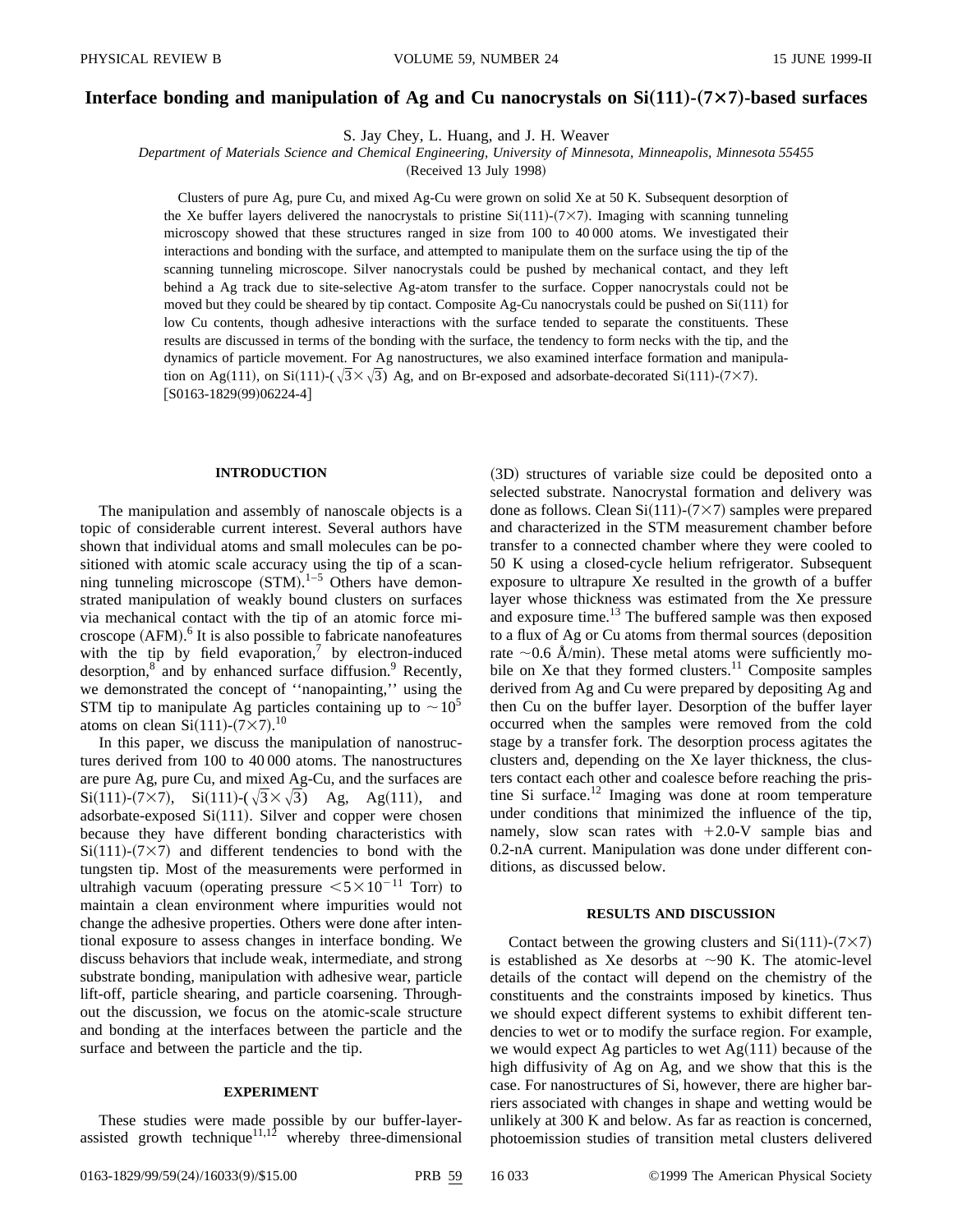# Interface bonding and manipulation of Ag and Cu nanocrystals on Si(111)-(7×7)-based surfaces

S. Jay Chey, L. Huang, and J. H. Weaver

*Department of Materials Science and Chemical Engineering, University of Minnesota, Minneapolis, Minnesota 55455*

(Received 13 July 1998)

Clusters of pure Ag, pure Cu, and mixed Ag-Cu were grown on solid Xe at 50 K. Subsequent desorption of the Xe buffer layers delivered the nanocrystals to pristine Si(111)-(7×7). Imaging with scanning tunneling microscopy showed that these structures ranged in size from 100 to 40 000 atoms. We investigated their interactions and bonding with the surface, and attempted to manipulate them on the surface using the tip of the scanning tunneling microscope. Silver nanocrystals could be pushed by mechanical contact, and they left behind a Ag track due to site-selective Ag-atom transfer to the surface. Copper nanocrystals could not be moved but they could be sheared by tip contact. Composite Ag-Cu nanocrystals could be pushed on Si(111) for low Cu contents, though adhesive interactions with the surface tended to separate the constituents. These results are discussed in terms of the bonding with the surface, the tendency to form necks with the tip, and the dynamics of particle movement. For Ag nanostructures, we also examined interface formation and manipulation on Ag(111), on Si(111)-($\sqrt{3}\times\sqrt{3}$) Ag, and on Br-exposed and adsorbate-decorated Si(111)-(7×7). [S0163-1829(99)06224-4]

## INTRODUCTION

The manipulation and assembly of nanoscale objects is a topic of considerable current interest. Several authors have shown that individual atoms and small molecules can be positioned with atomic scale accuracy using the tip of a scanning tunneling microscope (STM).[1–5] Others have demonstrated manipulation of weakly bound clusters on surfaces via mechanical contact with the tip of an atomic force microscope (AFM).[6] It is also possible to fabricate nanofeatures with the tip by field evaporation,[7] by electron-induced desorption,[8] and by enhanced surface diffusion.[9] Recently, we demonstrated the concept of ''nanopainting,'' using the STM tip to manipulate Ag particles containing up to $\sim 10^5$ atoms on clean Si(111)-(7×7).[10]

In this paper, we discuss the manipulation of nanostructures derived from 100 to 40 000 atoms. The nanostructures are pure Ag, pure Cu, and mixed Ag-Cu, and the surfaces are Si(111)-(7×7), Si(111)-($\sqrt{3}\times\sqrt{3}$) Ag, Ag(111), and adsorbate-exposed Si(111). Silver and copper were chosen because they have different bonding characteristics with Si(111)-(7×7) and different tendencies to bond with the tungsten tip. Most of the measurements were performed in ultrahigh vacuum (operating pressure $<5\times10^{-11}$ Torr) to maintain a clean environment where impurities would not change the adhesive properties. Others were done after intentional exposure to assess changes in interface bonding. We discuss behaviors that include weak, intermediate, and strong substrate bonding, manipulation with adhesive wear, particle lift-off, particle shearing, and particle coarsening. Throughout the discussion, we focus on the atomic-scale structure and bonding at the interfaces between the particle and the surface and between the particle and the tip.

## EXPERIMENT

These studies were made possible by our buffer-layer-assisted growth technique[11,12] whereby three-dimensional (3D) structures of variable size could be deposited onto a selected substrate. Nanocrystal formation and delivery was done as follows. Clean Si(111)-(7×7) samples were prepared and characterized in the STM measurement chamber before transfer to a connected chamber where they were cooled to 50 K using a closed-cycle helium refrigerator. Subsequent exposure to ultrapure Xe resulted in the growth of a buffer layer whose thickness was estimated from the Xe pressure and exposure time.[13] The buffered sample was then exposed to a flux of Ag or Cu atoms from thermal sources (deposition rate ~0.6 Å/min). These metal atoms were sufficiently mobile on Xe that they formed clusters.[11] Composite samples derived from Ag and Cu were prepared by depositing Ag and then Cu on the buffer layer. Desorption of the buffer layer occurred when the samples were removed from the cold stage by a transfer fork. The desorption process agitates the clusters and, depending on the Xe layer thickness, the clusters contact each other and coalesce before reaching the pristine Si surface.[12] Imaging was done at room temperature under conditions that minimized the influence of the tip, namely, slow scan rates with +2.0-V sample bias and 0.2-nA current. Manipulation was done under different conditions, as discussed below.

## RESULTS AND DISCUSSION

Contact between the growing clusters and Si(111)-(7×7) is established as Xe desorbs at ~90 K. The atomic-level details of the contact will depend on the chemistry of the constituents and the constraints imposed by kinetics. Thus we should expect different systems to exhibit different tendencies to wet or to modify the surface region. For example, we would expect Ag particles to wet Ag(111) because of the high diffusivity of Ag on Ag, and we show that this is the case. For nanostructures of Si, however, there are higher barriers associated with changes in shape and wetting would be unlikely at 300 K and below. As far as reaction is concerned, photoemission studies of transition metal clusters delivered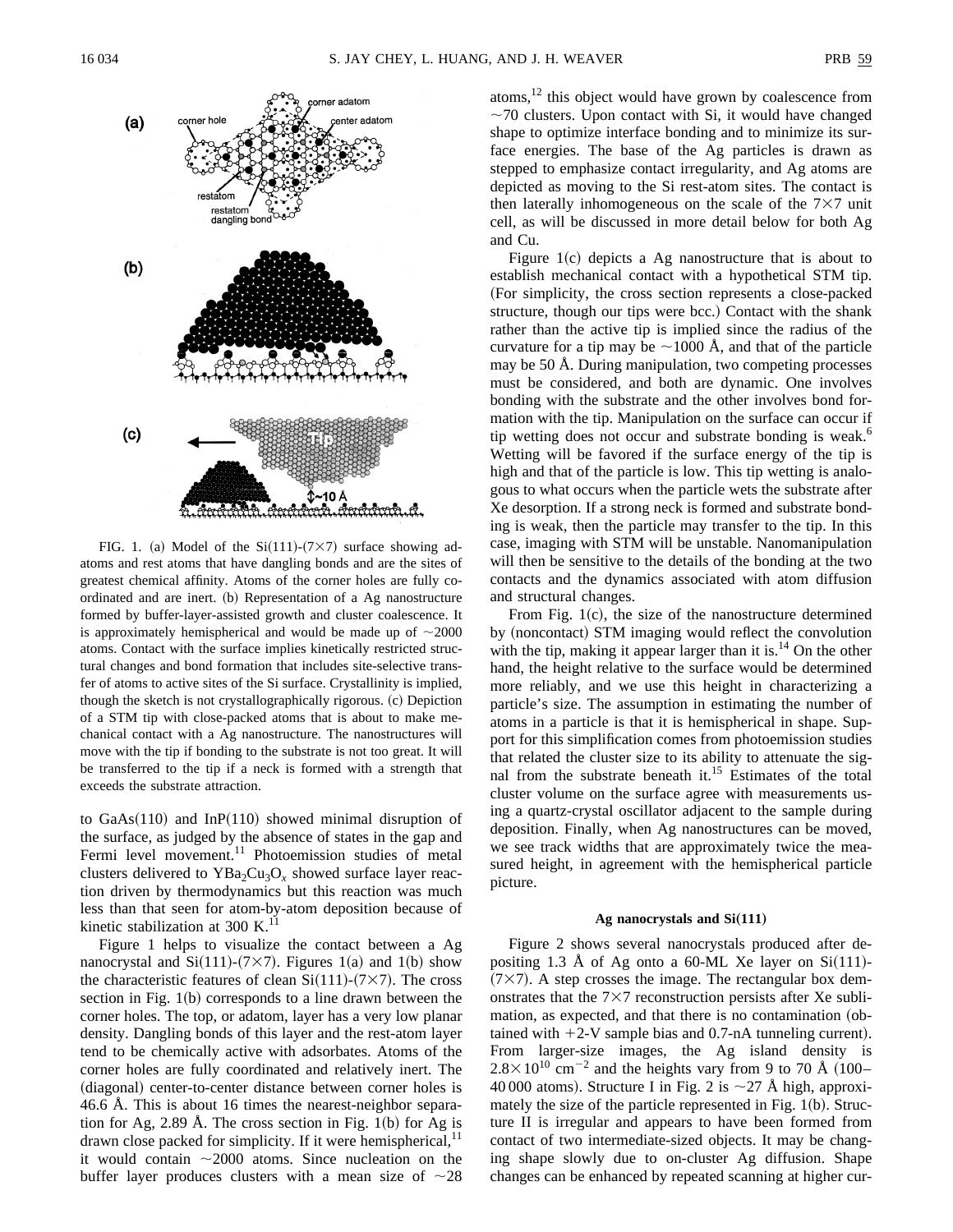FIG. 1. (a) Model of the Si(111)-(7×7) surface showing adatoms and rest atoms that have dangling bonds and are the sites of greatest chemical affinity. Atoms of the corner holes are fully coordinated and are inert. (b) Representation of a Ag nanostructure formed by buffer-layer-assisted growth and cluster coalescence. It is approximately hemispherical and would be made up of ~2000 atoms. Contact with the surface implies kinetically restricted structural changes and bond formation that includes site-selective transfer of atoms to active sites of the Si surface. Crystallinity is implied, though the sketch is not crystallographically rigorous. (c) Depiction of a STM tip with close-packed atoms that is about to make mechanical contact with a Ag nanostructure. The nanostructures will move with the tip if bonding to the substrate is not too great. It will be transferred to the tip if a neck is formed with a strength that exceeds the substrate attraction.

to GaAs(110) and InP(110) showed minimal disruption of the surface, as judged by the absence of states in the gap and Fermi level movement.[11] Photoemission studies of metal clusters delivered to $YBa_2Cu_3O_x$ showed surface layer reaction driven by thermodynamics but this reaction was much less than that seen for atom-by-atom deposition because of kinetic stabilization at 300 K.[11]

Figure 1 helps to visualize the contact between a Ag nanocrystal and Si(111)-(7×7). Figures 1(a) and 1(b) show the characteristic features of clean Si(111)-(7×7). The cross section in Fig. 1(b) corresponds to a line drawn between the corner holes. The top, or adatom, layer has a very low planar density. Dangling bonds of this layer and the rest-atom layer tend to be chemically active with adsorbates. Atoms of the corner holes are fully coordinated and relatively inert. The (diagonal) center-to-center distance between corner holes is 46.6 Å. This is about 16 times the nearest-neighbor separation for Ag, 2.89 Å. The cross section in Fig. 1(b) for Ag is drawn close packed for simplicity. If it were hemispherical,[11] it would contain ~2000 atoms. Since nucleation on the buffer layer produces clusters with a mean size of ~28 atoms,[12] this object would have grown by coalescence from ~70 clusters. Upon contact with Si, it would have changed shape to optimize interface bonding and to minimize its surface energies. The base of the Ag particles is drawn as stepped to emphasize contact irregularity, and Ag atoms are depicted as moving to the Si rest-atom sites. The contact is then laterally inhomogeneous on the scale of the 7×7 unit cell, as will be discussed in more detail below for both Ag and Cu.

Figure 1(c) depicts a Ag nanostructure that is about to establish mechanical contact with a hypothetical STM tip. (For simplicity, the cross section represents a close-packed structure, though our tips were bcc.) Contact with the shank rather than the active tip is implied since the radius of the curvature for a tip may be ~1000 Å, and that of the particle may be 50 Å. During manipulation, two competing processes must be considered, and both are dynamic. One involves bonding with the substrate and the other involves bond formation with the tip. Manipulation on the surface can occur if tip wetting does not occur and substrate bonding is weak.[6] Wetting will be favored if the surface energy of the tip is high and that of the particle is low. This tip wetting is analogous to what occurs when the particle wets the substrate after Xe desorption. If a strong neck is formed and substrate bonding is weak, then the particle may transfer to the tip. In this case, imaging with STM will be unstable. Nanomanipulation will then be sensitive to the details of the bonding at the two contacts and the dynamics associated with atom diffusion and structural changes.

From Fig. 1(c), the size of the nanostructure determined by (noncontact) STM imaging would reflect the convolution with the tip, making it appear larger than it is.[14] On the other hand, the height relative to the surface would be determined more reliably, and we use this height in characterizing a particle's size. The assumption in estimating the number of atoms in a particle is that it is hemispherical in shape. Support for this simplification comes from photoemission studies that related the cluster size to its ability to attenuate the signal from the substrate beneath it.[15] Estimates of the total cluster volume on the surface agree with measurements using a quartz-crystal oscillator adjacent to the sample during deposition. Finally, when Ag nanostructures can be moved, we see track widths that are approximately twice the measured height, in agreement with the hemispherical particle picture.

### Ag nanocrystals and Si(111)

Figure 2 shows several nanocrystals produced after depositing 1.3 Å of Ag onto a 60-ML Xe layer on Si(111)-(7×7). A step crosses the image. The rectangular box demonstrates that the 7×7 reconstruction persists after Xe sublimation, as expected, and that there is no contamination (obtained with +2-V sample bias and 0.7-nA tunneling current). From larger-size images, the Ag island density is $2.8\times10^{10}$ cm$^{-2}$ and the heights vary from 9 to 70 Å (100–40 000 atoms). Structure I in Fig. 2 is ~27 Å high, approximately the size of the particle represented in Fig. 1(b). Structure II is irregular and appears to have been formed from contact of two intermediate-sized objects. It may be changing shape slowly due to on-cluster Ag diffusion. Shape changes can be enhanced by repeated scanning at higher cur-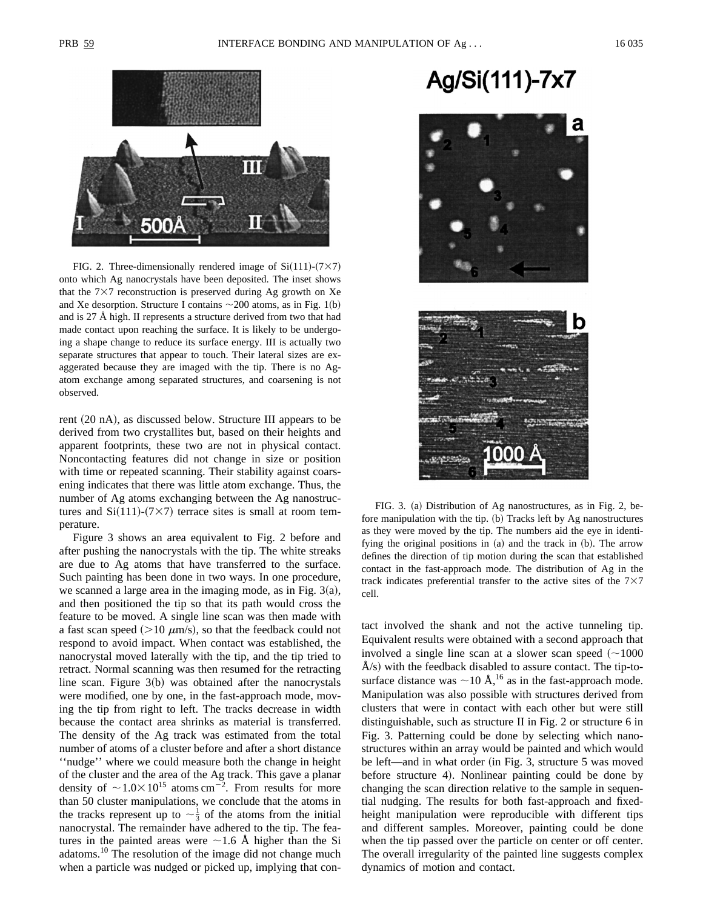FIG. 2. Three-dimensionally rendered image of Si(111)-(7×7) onto which Ag nanocrystals have been deposited. The inset shows that the 7×7 reconstruction is preserved during Ag growth on Xe and Xe desorption. Structure I contains ~200 atoms, as in Fig. 1(b) and is 27 Å high. II represents a structure derived from two that had made contact upon reaching the surface. It is likely to be undergoing a shape change to reduce its surface energy. III is actually two separate structures that appear to touch. Their lateral sizes are exaggerated because they are imaged with the tip. There is no Ag-atom exchange among separated structures, and coarsening is not observed.

rent (20 nA), as discussed below. Structure III appears to be derived from two crystallites but, based on their heights and apparent footprints, these two are not in physical contact. Noncontacting features did not change in size or position with time or repeated scanning. Their stability against coarsening indicates that there was little atom exchange. Thus, the number of Ag atoms exchanging between the Ag nanostructures and Si(111)-(7×7) terrace sites is small at room temperature.

Figure 3 shows an area equivalent to Fig. 2 before and after pushing the nanocrystals with the tip. The white streaks are due to Ag atoms that have transferred to the surface. Such painting has been done in two ways. In one procedure, we scanned a large area in the imaging mode, as in Fig. 3(a), and then positioned the tip so that its path would cross the feature to be moved. A single line scan was then made with a fast scan speed (>10 μm/s), so that the feedback could not respond to avoid impact. When contact was established, the nanocrystal moved laterally with the tip, and the tip tried to retract. Normal scanning was then resumed for the retracting line scan. Figure 3(b) was obtained after the nanocrystals were modified, one by one, in the fast-approach mode, moving the tip from right to left. The tracks decrease in width because the contact area shrinks as material is transferred. The density of the Ag track was estimated from the total number of atoms of a cluster before and after a short distance ''nudge'' where we could measure both the change in height of the cluster and the area of the Ag track. This gave a planar density of $\sim 1.0 \times 10^{15}$ atoms $\mathrm{cm}^{-2}$. From results for more than 50 cluster manipulations, we conclude that the atoms in the tracks represent up to $\sim \frac{1}{3}$ of the atoms from the initial nanocrystal. The remainder have adhered to the tip. The features in the painted areas were ~1.6 Å higher than the Si adatoms.[10] The resolution of the image did not change much when a particle was nudged or picked up, implying that contact involved the shank and not the active tunneling tip. Equivalent results were obtained with a second approach that involved a single line scan at a slower scan speed (~1000 Å/s) with the feedback disabled to assure contact. The tip-to-surface distance was ~10 Å,[16] as in the fast-approach mode. Manipulation was also possible with structures derived from clusters that were in contact with each other but were still distinguishable, such as structure II in Fig. 2 or structure 6 in Fig. 3. Patterning could be done by selecting which nanostructures within an array would be painted and which would be left—and in what order (in Fig. 3, structure 5 was moved before structure 4). Nonlinear painting could be done by changing the scan direction relative to the sample in sequential nudging. The results for both fast-approach and fixed-height manipulation were reproducible with different tips and different samples. Moreover, painting could be done when the tip passed over the particle on center or off center. The overall irregularity of the painted line suggests complex dynamics of motion and contact.

Ag/Si(111)-7x7

FIG. 3. (a) Distribution of Ag nanostructures, as in Fig. 2, before manipulation with the tip. (b) Tracks left by Ag nanostructures as they were moved by the tip. The numbers aid the eye in identifying the original positions in (a) and the track in (b). The arrow defines the direction of tip motion during the scan that established contact in the fast-approach mode. The distribution of Ag in the track indicates preferential transfer to the active sites of the 7×7 cell.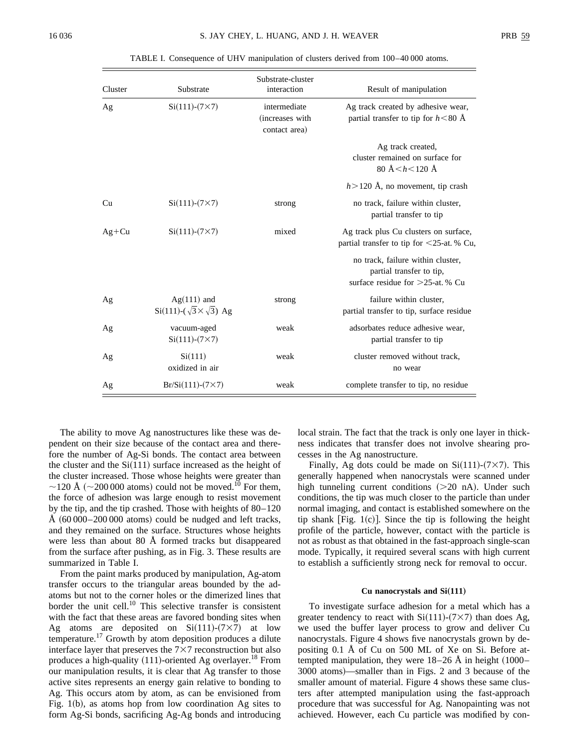TABLE I. Consequence of UHV manipulation of clusters derived from 100–40 000 atoms.

| Cluster | Substrate | Substrate-cluster interaction | Result of manipulation |
|---|---|---|---|
| Ag | Si(111)-(7×7) | intermediate (increases with contact area) | Ag track created by adhesive wear, partial transfer to tip for $h<80$ Å |
| | | | Ag track created, cluster remained on surface for 80 Å$<h<$120 Å |
| | | | $h>120$ Å, no movement, tip crash |
| Cu | Si(111)-(7×7) | strong | no track, failure within cluster, partial transfer to tip |
| Ag+Cu | Si(111)-(7×7) | mixed | Ag track plus Cu clusters on surface, partial transfer to tip for <25-at. % Cu, |
| | | | no track, failure within cluster, partial transfer to tip, surface residue for >25-at. % Cu |
| Ag | Ag(111) and Si(111)-($\sqrt{3}\times\sqrt{3}$) Ag | strong | failure within cluster, partial transfer to tip, surface residue |
| Ag | vacuum-aged Si(111)-(7×7) | weak | adsorbates reduce adhesive wear, partial transfer to tip |
| Ag | Si(111) oxidized in air | weak | cluster removed without track, no wear |
| Ag | Br/Si(111)-(7×7) | weak | complete transfer to tip, no residue |

The ability to move Ag nanostructures like these was dependent on their size because of the contact area and therefore the number of Ag-Si bonds. The contact area between the cluster and the Si(111) surface increased as the height of the cluster increased. Those whose heights were greater than ~120 Å (~200 000 atoms) could not be moved.[10] For them, the force of adhesion was large enough to resist movement by the tip, and the tip crashed. Those with heights of 80–120 Å (60 000–200 000 atoms) could be nudged and left tracks, and they remained on the surface. Structures whose heights were less than about 80 Å formed tracks but disappeared from the surface after pushing, as in Fig. 3. These results are summarized in Table I.

From the paint marks produced by manipulation, Ag-atom transfer occurs to the triangular areas bounded by the adatoms but not to the corner holes or the dimerized lines that border the unit cell.[10] This selective transfer is consistent with the fact that these areas are favored bonding sites when Ag atoms are deposited on Si(111)-(7×7) at low temperature.[17] Growth by atom deposition produces a dilute interface layer that preserves the 7×7 reconstruction but also produces a high-quality (111)-oriented Ag overlayer.[18] From our manipulation results, it is clear that Ag transfer to those active sites represents an energy gain relative to bonding to Ag. This occurs atom by atom, as can be envisioned from Fig. 1(b), as atoms hop from low coordination Ag sites to form Ag-Si bonds, sacrificing Ag-Ag bonds and introducing local strain. The fact that the track is only one layer in thickness indicates that transfer does not involve shearing processes in the Ag nanostructure.

Finally, Ag dots could be made on Si(111)-(7×7). This generally happened when nanocrystals were scanned under high tunneling current conditions (>20 nA). Under such conditions, the tip was much closer to the particle than under normal imaging, and contact is established somewhere on the tip shank [Fig. 1(c)]. Since the tip is following the height profile of the particle, however, contact with the particle is not as robust as that obtained in the fast-approach single-scan mode. Typically, it required several scans with high current to establish a sufficiently strong neck for removal to occur.

### Cu nanocrystals and Si(111)

To investigate surface adhesion for a metal which has a greater tendency to react with Si(111)-(7×7) than does Ag, we used the buffer layer process to grow and deliver Cu nanocrystals. Figure 4 shows five nanocrystals grown by depositing 0.1 Å of Cu on 500 ML of Xe on Si. Before attempted manipulation, they were 18–26 Å in height (1000–3000 atoms)—smaller than in Figs. 2 and 3 because of the smaller amount of material. Figure 4 shows these same clusters after attempted manipulation using the fast-approach procedure that was successful for Ag. Nanopainting was not achieved. However, each Cu particle was modified by con-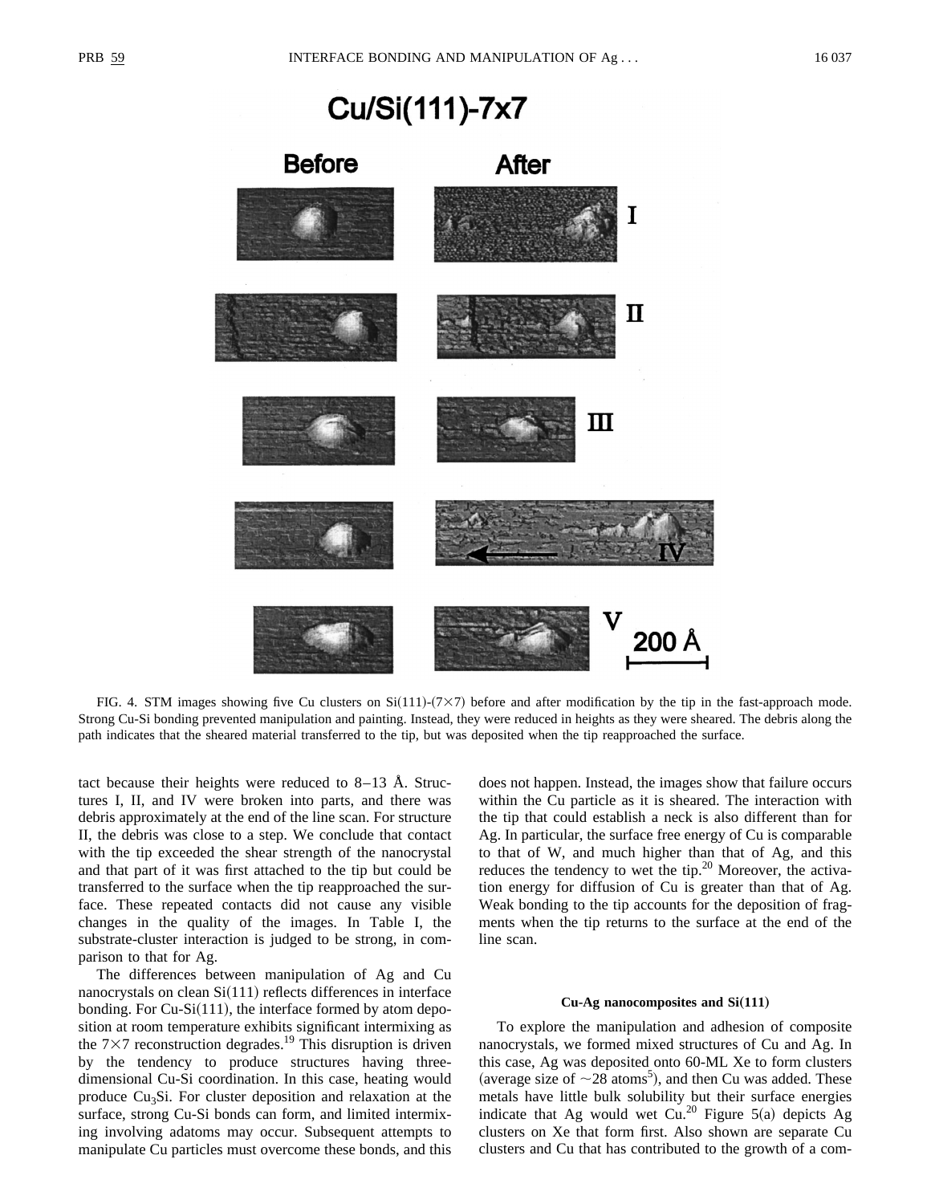Cu/Si(111)-7x7

Before

After

I

II

III

IV

V

200 Å

FIG. 4. STM images showing five Cu clusters on Si(111)-(7×7) before and after modification by the tip in the fast-approach mode. Strong Cu-Si bonding prevented manipulation and painting. Instead, they were reduced in heights as they were sheared. The debris along the path indicates that the sheared material transferred to the tip, but was deposited when the tip reapproached the surface.

tact because their heights were reduced to 8–13 Å. Structures I, II, and IV were broken into parts, and there was debris approximately at the end of the line scan. For structure II, the debris was close to a step. We conclude that contact with the tip exceeded the shear strength of the nanocrystal and that part of it was first attached to the tip but could be transferred to the surface when the tip reapproached the surface. These repeated contacts did not cause any visible changes in the quality of the images. In Table I, the substrate-cluster interaction is judged to be strong, in comparison to that for Ag.

The differences between manipulation of Ag and Cu nanocrystals on clean Si(111) reflects differences in interface bonding. For Cu-Si(111), the interface formed by atom deposition at room temperature exhibits significant intermixing as the 7×7 reconstruction degrades.[19] This disruption is driven by the tendency to produce structures having three-dimensional Cu-Si coordination. In this case, heating would produce $Cu_3Si$. For cluster deposition and relaxation at the surface, strong Cu-Si bonds can form, and limited intermixing involving adatoms may occur. Subsequent attempts to manipulate Cu particles must overcome these bonds, and this does not happen. Instead, the images show that failure occurs within the Cu particle as it is sheared. The interaction with the tip that could establish a neck is also different than for Ag. In particular, the surface free energy of Cu is comparable to that of W, and much higher than that of Ag, and this reduces the tendency to wet the tip.[20] Moreover, the activation energy for diffusion of Cu is greater than that of Ag. Weak bonding to the tip accounts for the deposition of fragments when the tip returns to the surface at the end of the line scan.

### Cu-Ag nanocomposites and Si(111)

To explore the manipulation and adhesion of composite nanocrystals, we formed mixed structures of Cu and Ag. In this case, Ag was deposited onto 60-ML Xe to form clusters (average size of ~28 atoms[5]), and then Cu was added. These metals have little bulk solubility but their surface energies indicate that Ag would wet Cu.[20] Figure 5(a) depicts Ag clusters on Xe that form first. Also shown are separate Cu clusters and Cu that has contributed to the growth of a com-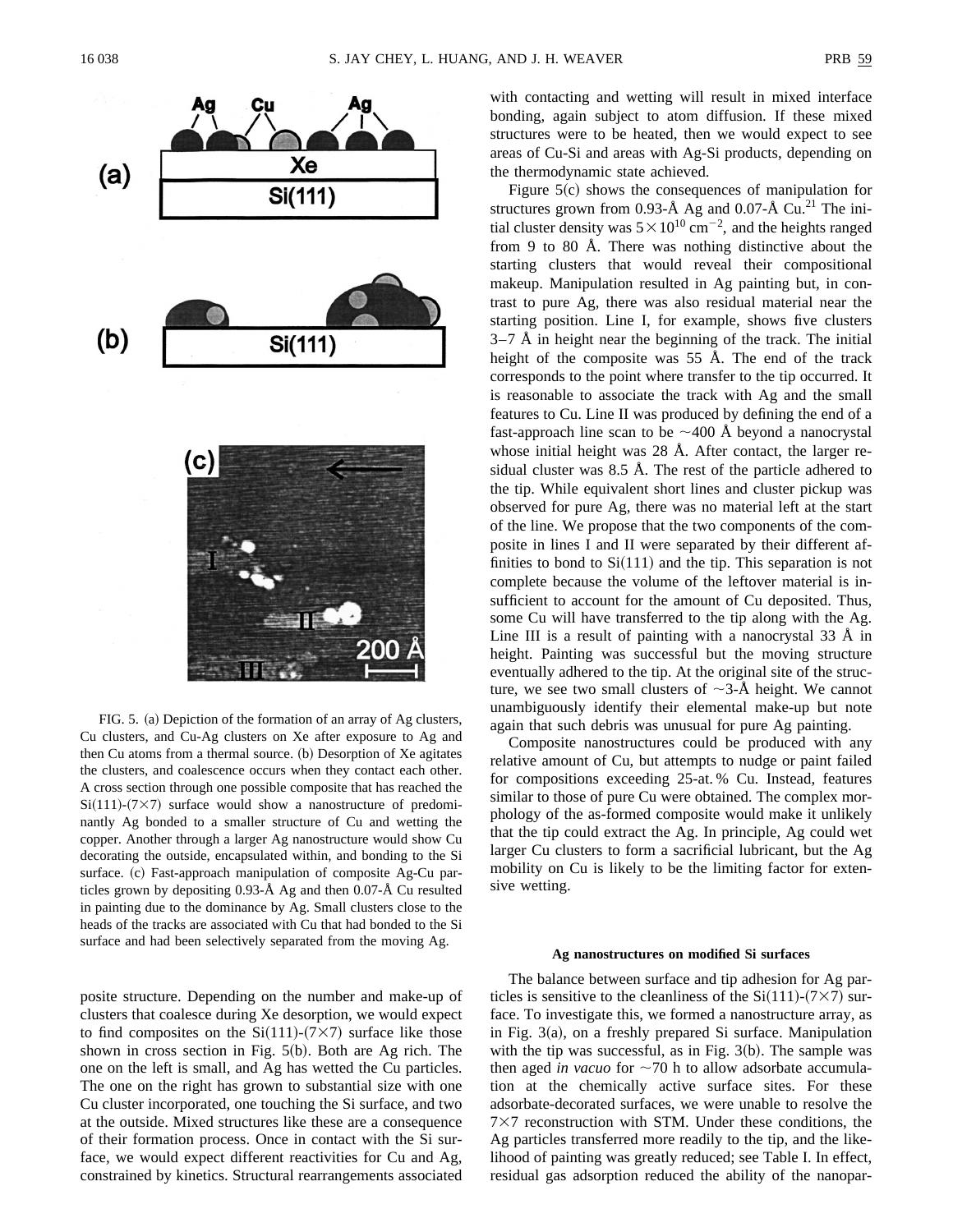(a)

Ag Cu Ag

Xe

Si(111)

(b)

Si(111)

(c)

I

II

III

200 Å

FIG. 5. (a) Depiction of the formation of an array of Ag clusters, Cu clusters, and Cu-Ag clusters on Xe after exposure to Ag and then Cu atoms from a thermal source. (b) Desorption of Xe agitates the clusters, and coalescence occurs when they contact each other. A cross section through one possible composite that has reached the Si(111)-(7×7) surface would show a nanostructure of predominantly Ag bonded to a smaller structure of Cu and wetting the copper. Another through a larger Ag nanostructure would show Cu decorating the outside, encapsulated within, and bonding to the Si surface. (c) Fast-approach manipulation of composite Ag-Cu particles grown by depositing 0.93-Å Ag and then 0.07-Å Cu resulted in painting due to the dominance by Ag. Small clusters close to the heads of the tracks are associated with Cu that had bonded to the Si surface and had been selectively separated from the moving Ag.

posite structure. Depending on the number and make-up of clusters that coalesce during Xe desorption, we would expect to find composites on the Si(111)-(7×7) surface like those shown in cross section in Fig. 5(b). Both are Ag rich. The one on the left is small, and Ag has wetted the Cu particles. The one on the right has grown to substantial size with one Cu cluster incorporated, one touching the Si surface, and two at the outside. Mixed structures like these are a consequence of their formation process. Once in contact with the Si surface, we would expect different reactivities for Cu and Ag, constrained by kinetics. Structural rearrangements associated with contacting and wetting will result in mixed interface bonding, again subject to atom diffusion. If these mixed structures were to be heated, then we would expect to see areas of Cu-Si and areas with Ag-Si products, depending on the thermodynamic state achieved.

Figure 5(c) shows the consequences of manipulation for structures grown from 0.93-Å Ag and 0.07-Å Cu.[21] The initial cluster density was $5\times10^{10}$ cm$^{-2}$, and the heights ranged from 9 to 80 Å. There was nothing distinctive about the starting clusters that would reveal their compositional makeup. Manipulation resulted in Ag painting but, in contrast to pure Ag, there was also residual material near the starting position. Line I, for example, shows five clusters 3–7 Å in height near the beginning of the track. The initial height of the composite was 55 Å. The end of the track corresponds to the point where transfer to the tip occurred. It is reasonable to associate the track with Ag and the small features to Cu. Line II was produced by defining the end of a fast-approach line scan to be ~400 Å beyond a nanocrystal whose initial height was 28 Å. After contact, the larger residual cluster was 8.5 Å. The rest of the particle adhered to the tip. While equivalent short lines and cluster pickup was observed for pure Ag, there was no material left at the start of the line. We propose that the two components of the composite in lines I and II were separated by their different affinities to bond to Si(111) and the tip. This separation is not complete because the volume of the leftover material is insufficient to account for the amount of Cu deposited. Thus, some Cu will have transferred to the tip along with the Ag. Line III is a result of painting with a nanocrystal 33 Å in height. Painting was successful but the moving structure eventually adhered to the tip. At the original site of the structure, we see two small clusters of ~3-Å height. We cannot unambiguously identify their elemental make-up but note again that such debris was unusual for pure Ag painting.

Composite nanostructures could be produced with any relative amount of Cu, but attempts to nudge or paint failed for compositions exceeding 25-at. % Cu. Instead, features similar to those of pure Cu were obtained. The complex morphology of the as-formed composite would make it unlikely that the tip could extract the Ag. In principle, Ag could wet larger Cu clusters to form a sacrificial lubricant, but the Ag mobility on Cu is likely to be the limiting factor for extensive wetting.

#### Ag nanostructures on modified Si surfaces

The balance between surface and tip adhesion for Ag particles is sensitive to the cleanliness of the Si(111)-(7×7) surface. To investigate this, we formed a nanostructure array, as in Fig. 3(a), on a freshly prepared Si surface. Manipulation with the tip was successful, as in Fig. 3(b). The sample was then aged *in vacuo* for ~70 h to allow adsorbate accumulation at the chemically active surface sites. For these adsorbate-decorated surfaces, we were unable to resolve the 7×7 reconstruction with STM. Under these conditions, the Ag particles transferred more readily to the tip, and the likelihood of painting was greatly reduced; see Table I. In effect, residual gas adsorption reduced the ability of the nanopar-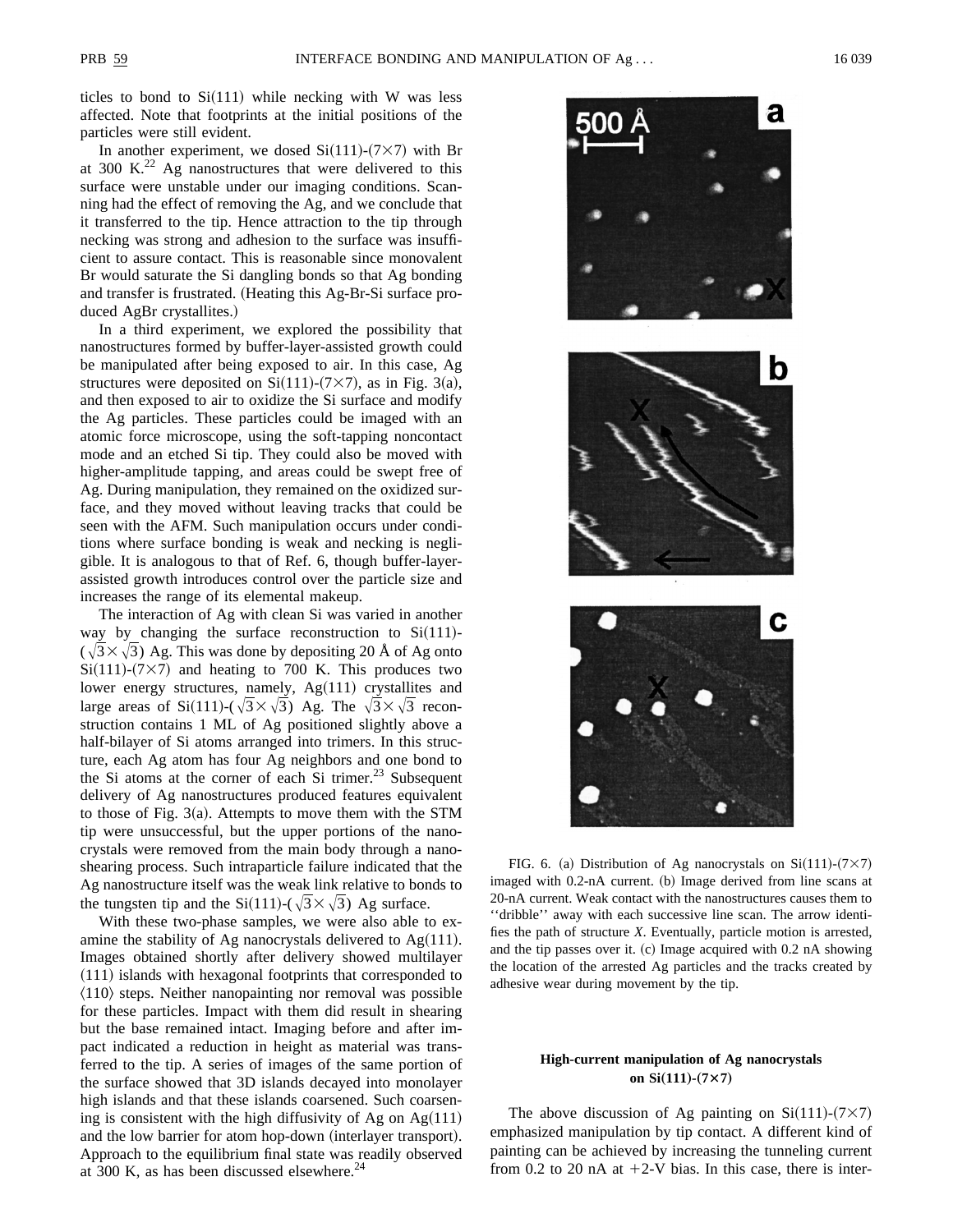ticles to bond to Si(111) while necking with W was less affected. Note that footprints at the initial positions of the particles were still evident.

In another experiment, we dosed Si(111)-(7×7) with Br at 300 K.[22] Ag nanostructures that were delivered to this surface were unstable under our imaging conditions. Scanning had the effect of removing the Ag, and we conclude that it transferred to the tip. Hence attraction to the tip through necking was strong and adhesion to the surface was insufficient to assure contact. This is reasonable since monovalent Br would saturate the Si dangling bonds so that Ag bonding and transfer is frustrated. (Heating this Ag-Br-Si surface produced AgBr crystallites.)

In a third experiment, we explored the possibility that nanostructures formed by buffer-layer-assisted growth could be manipulated after being exposed to air. In this case, Ag structures were deposited on Si(111)-(7×7), as in Fig. 3(a), and then exposed to air to oxidize the Si surface and modify the Ag particles. These particles could be imaged with an atomic force microscope, using the soft-tapping noncontact mode and an etched Si tip. They could also be moved with higher-amplitude tapping, and areas could be swept free of Ag. During manipulation, they remained on the oxidized surface, and they moved without leaving tracks that could be seen with the AFM. Such manipulation occurs under conditions where surface bonding is weak and necking is negligible. It is analogous to that of Ref. 6, though buffer-layer-assisted growth introduces control over the particle size and increases the range of its elemental makeup.

The interaction of Ag with clean Si was varied in another way by changing the surface reconstruction to Si(111)-($\sqrt{3}\times\sqrt{3}$) Ag. This was done by depositing 20 Å of Ag onto Si(111)-(7×7) and heating to 700 K. This produces two lower energy structures, namely, Ag(111) crystallites and large areas of Si(111)-($\sqrt{3}\times\sqrt{3}$) Ag. The $\sqrt{3}\times\sqrt{3}$ reconstruction contains 1 ML of Ag positioned slightly above a half-bilayer of Si atoms arranged into trimers. In this structure, each Ag atom has four Ag neighbors and one bond to the Si atoms at the corner of each Si trimer.[23] Subsequent delivery of Ag nanostructures produced features equivalent to those of Fig. 3(a). Attempts to move them with the STM tip were unsuccessful, but the upper portions of the nanocrystals were removed from the main body through a nanoshearing process. Such intraparticle failure indicated that the Ag nanostructure itself was the weak link relative to bonds to the tungsten tip and the Si(111)-($\sqrt{3}\times\sqrt{3}$) Ag surface.

With these two-phase samples, we were also able to examine the stability of Ag nanocrystals delivered to Ag(111). Images obtained shortly after delivery showed multilayer (111) islands with hexagonal footprints that corresponded to ⟨110⟩ steps. Neither nanopainting nor removal was possible for these particles. Impact with them did result in shearing but the base remained intact. Imaging before and after impact indicated a reduction in height as material was transferred to the tip. A series of images of the same portion of the surface showed that 3D islands decayed into monolayer high islands and that these islands coarsened. Such coarsening is consistent with the high diffusivity of Ag on Ag(111) and the low barrier for atom hop-down (interlayer transport). Approach to the equilibrium final state was readily observed at 300 K, as has been discussed elsewhere.[24]

FIG. 6. (a) Distribution of Ag nanocrystals on Si(111)-(7×7) imaged with 0.2-nA current. (b) Image derived from line scans at 20-nA current. Weak contact with the nanostructures causes them to ''dribble'' away with each successive line scan. The arrow identifies the path of structure *X*. Eventually, particle motion is arrested, and the tip passes over it. (c) Image acquired with 0.2 nA showing the location of the arrested Ag particles and the tracks created by adhesive wear during movement by the tip.

### High-current manipulation of Ag nanocrystals on Si(111)-(7×7)

The above discussion of Ag painting on Si(111)-(7×7) emphasized manipulation by tip contact. A different kind of painting can be achieved by increasing the tunneling current from 0.2 to 20 nA at +2-V bias. In this case, there is inter-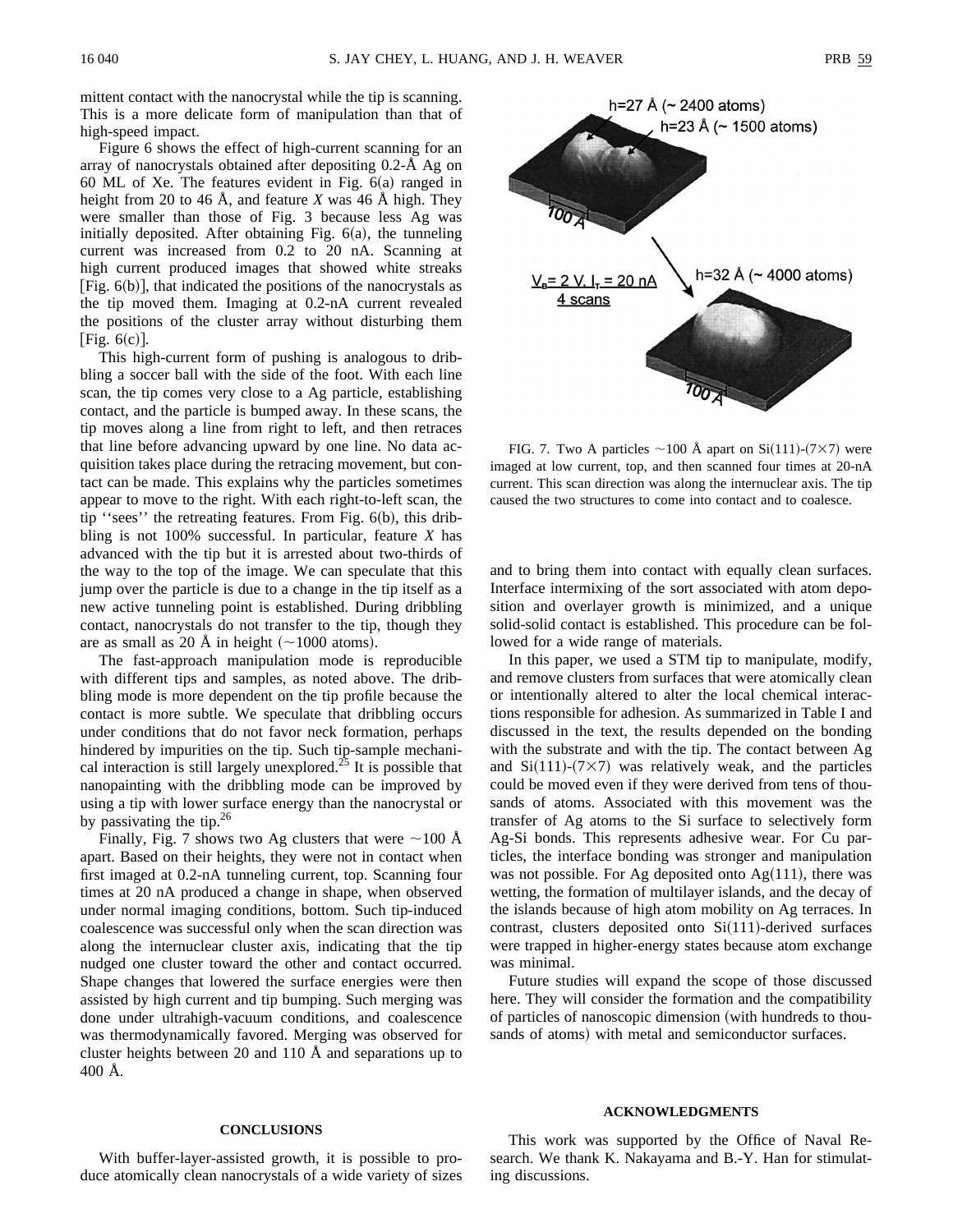mittent contact with the nanocrystal while the tip is scanning. This is a more delicate form of manipulation than that of high-speed impact.

Figure 6 shows the effect of high-current scanning for an array of nanocrystals obtained after depositing 0.2-Å Ag on 60 ML of Xe. The features evident in Fig. 6(a) ranged in height from 20 to 46 Å, and feature *X* was 46 Å high. They were smaller than those of Fig. 3 because less Ag was initially deposited. After obtaining Fig. 6(a), the tunneling current was increased from 0.2 to 20 nA. Scanning at high current produced images that showed white streaks [Fig. 6(b)], that indicated the positions of the nanocrystals as the tip moved them. Imaging at 0.2-nA current revealed the positions of the cluster array without disturbing them [Fig. 6(c)].

This high-current form of pushing is analogous to dribbling a soccer ball with the side of the foot. With each line scan, the tip comes very close to a Ag particle, establishing contact, and the particle is bumped away. In these scans, the tip moves along a line from right to left, and then retraces that line before advancing upward by one line. No data acquisition takes place during the retracing movement, but contact can be made. This explains why the particles sometimes appear to move to the right. With each right-to-left scan, the tip ''sees'' the retreating features. From Fig. 6(b), this dribbling is not 100% successful. In particular, feature *X* has advanced with the tip but it is arrested about two-thirds of the way to the top of the image. We can speculate that this jump over the particle is due to a change in the tip itself as a new active tunneling point is established. During dribbling contact, nanocrystals do not transfer to the tip, though they are as small as 20 Å in height (~1000 atoms).

The fast-approach manipulation mode is reproducible with different tips and samples, as noted above. The dribbling mode is more dependent on the tip profile because the contact is more subtle. We speculate that dribbling occurs under conditions that do not favor neck formation, perhaps hindered by impurities on the tip. Such tip-sample mechanical interaction is still largely unexplored.[25] It is possible that nanopainting with the dribbling mode can be improved by using a tip with lower surface energy than the nanocrystal or by passivating the tip.[26]

Finally, Fig. 7 shows two Ag clusters that were ~100 Å apart. Based on their heights, they were not in contact when first imaged at 0.2-nA tunneling current, top. Scanning four times at 20 nA produced a change in shape, when observed under normal imaging conditions, bottom. Such tip-induced coalescence was successful only when the scan direction was along the internuclear cluster axis, indicating that the tip nudged one cluster toward the other and contact occurred. Shape changes that lowered the surface energies were then assisted by high current and tip bumping. Such merging was done under ultrahigh-vacuum conditions, and coalescence was thermodynamically favored. Merging was observed for cluster heights between 20 and 110 Å and separations up to 400 Å.

h=27 Å (~ 2400 atoms)
h=23 Å (~ 1500 atoms)
100 Å
$V_B$= 2 V, $I_T$ = 20 nA
4 scans
h=32 Å (~ 4000 atoms)
100 Å

FIG. 7. Two A particles ~100 Å apart on Si(111)-(7×7) were imaged at low current, top, and then scanned four times at 20-nA current. This scan direction was along the internuclear axis. The tip caused the two structures to come into contact and to coalesce.

## CONCLUSIONS

With buffer-layer-assisted growth, it is possible to produce atomically clean nanocrystals of a wide variety of sizes and to bring them into contact with equally clean surfaces. Interface intermixing of the sort associated with atom deposition and overlayer growth is minimized, and a unique solid-solid contact is established. This procedure can be followed for a wide range of materials.

In this paper, we used a STM tip to manipulate, modify, and remove clusters from surfaces that were atomically clean or intentionally altered to alter the local chemical interactions responsible for adhesion. As summarized in Table I and discussed in the text, the results depended on the bonding with the substrate and with the tip. The contact between Ag and Si(111)-(7×7) was relatively weak, and the particles could be moved even if they were derived from tens of thousands of atoms. Associated with this movement was the transfer of Ag atoms to the Si surface to selectively form Ag-Si bonds. This represents adhesive wear. For Cu particles, the interface bonding was stronger and manipulation was not possible. For Ag deposited onto Ag(111), there was wetting, the formation of multilayer islands, and the decay of the islands because of high atom mobility on Ag terraces. In contrast, clusters deposited onto Si(111)-derived surfaces were trapped in higher-energy states because atom exchange was minimal.

Future studies will expand the scope of those discussed here. They will consider the formation and the compatibility of particles of nanoscopic dimension (with hundreds to thousands of atoms) with metal and semiconductor surfaces.

## ACKNOWLEDGMENTS

This work was supported by the Office of Naval Research. We thank K. Nakayama and B.-Y. Han for stimulating discussions.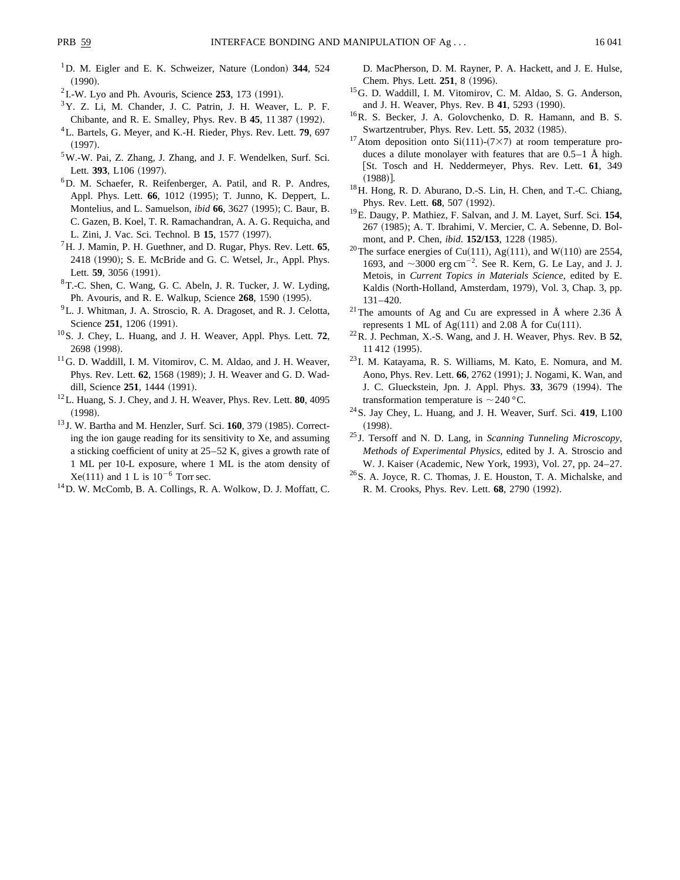[1] D. M. Eigler and E. K. Schweizer, Nature (London) **344**, 524 (1990).

[2] I.-W. Lyo and Ph. Avouris, Science **253**, 173 (1991).

[3] Y. Z. Li, M. Chander, J. C. Patrin, J. H. Weaver, L. P. F. Chibante, and R. E. Smalley, Phys. Rev. B **45**, 11 387 (1992).

[4] L. Bartels, G. Meyer, and K.-H. Rieder, Phys. Rev. Lett. **79**, 697 (1997).

[5] W.-W. Pai, Z. Zhang, J. Zhang, and J. F. Wendelken, Surf. Sci. Lett. **393**, L106 (1997).

[6] D. M. Schaefer, R. Reifenberger, A. Patil, and R. P. Andres, Appl. Phys. Lett. **66**, 1012 (1995); T. Junno, K. Deppert, L. Montelius, and L. Samuelson, *ibid* **66**, 3627 (1995); C. Baur, B. C. Gazen, B. Koel, T. R. Ramachandran, A. A. G. Requicha, and L. Zini, J. Vac. Sci. Technol. B **15**, 1577 (1997).

[7] H. J. Mamin, P. H. Guethner, and D. Rugar, Phys. Rev. Lett. **65**, 2418 (1990); S. E. McBride and G. C. Wetsel, Jr., Appl. Phys. Lett. **59**, 3056 (1991).

[8] T.-C. Shen, C. Wang, G. C. Abeln, J. R. Tucker, J. W. Lyding, Ph. Avouris, and R. E. Walkup, Science **268**, 1590 (1995).

[9] L. J. Whitman, J. A. Stroscio, R. A. Dragoset, and R. J. Celotta, Science **251**, 1206 (1991).

[10] S. J. Chey, L. Huang, and J. H. Weaver, Appl. Phys. Lett. **72**, 2698 (1998).

[11] G. D. Waddill, I. M. Vitomirov, C. M. Aldao, and J. H. Weaver, Phys. Rev. Lett. **62**, 1568 (1989); J. H. Weaver and G. D. Waddill, Science **251**, 1444 (1991).

[12] L. Huang, S. J. Chey, and J. H. Weaver, Phys. Rev. Lett. **80**, 4095 (1998).

[13] J. W. Bartha and M. Henzler, Surf. Sci. **160**, 379 (1985). Correcting the ion gauge reading for its sensitivity to Xe, and assuming a sticking coefficient of unity at 25–52 K, gives a growth rate of 1 ML per 10-L exposure, where 1 ML is the atom density of Xe(111) and 1 L is $10^{-6}$ Torr sec.

[14] D. W. McComb, B. A. Collings, R. A. Wolkow, D. J. Moffatt, C. D. MacPherson, D. M. Rayner, P. A. Hackett, and J. E. Hulse, Chem. Phys. Lett. **251**, 8 (1996).

[15] G. D. Waddill, I. M. Vitomirov, C. M. Aldao, S. G. Anderson, and J. H. Weaver, Phys. Rev. B **41**, 5293 (1990).

[16] R. S. Becker, J. A. Golovchenko, D. R. Hamann, and B. S. Swartzentruber, Phys. Rev. Lett. **55**, 2032 (1985).

[17] Atom deposition onto Si(111)-(7×7) at room temperature produces a dilute monolayer with features that are 0.5–1 Å high. [St. Tosch and H. Neddermeyer, Phys. Rev. Lett. **61**, 349 (1988)].

[18] H. Hong, R. D. Aburano, D.-S. Lin, H. Chen, and T.-C. Chiang, Phys. Rev. Lett. **68**, 507 (1992).

[19] E. Daugy, P. Mathiez, F. Salvan, and J. M. Layet, Surf. Sci. **154**, 267 (1985); A. T. Ibrahimi, V. Mercier, C. A. Sebenne, D. Bolmont, and P. Chen, *ibid*. **152/153**, 1228 (1985).

[20] The surface energies of Cu(111), Ag(111), and W(110) are 2554, 1693, and ~3000 erg $\mathrm{cm}^{-2}$. See R. Kern, G. Le Lay, and J. J. Metois, in *Current Topics in Materials Science*, edited by E. Kaldis (North-Holland, Amsterdam, 1979), Vol. 3, Chap. 3, pp. 131–420.

[21] The amounts of Ag and Cu are expressed in Å where 2.36 Å represents 1 ML of Ag(111) and 2.08 Å for Cu(111).

[22] R. J. Pechman, X.-S. Wang, and J. H. Weaver, Phys. Rev. B **52**, 11 412 (1995).

[23] I. M. Katayama, R. S. Williams, M. Kato, E. Nomura, and M. Aono, Phys. Rev. Lett. **66**, 2762 (1991); J. Nogami, K. Wan, and J. C. Glueckstein, Jpn. J. Appl. Phys. **33**, 3679 (1994). The transformation temperature is ~240 °C.

[24] S. Jay Chey, L. Huang, and J. H. Weaver, Surf. Sci. **419**, L100 (1998).

[25] J. Tersoff and N. D. Lang, in *Scanning Tunneling Microscopy, Methods of Experimental Physics*, edited by J. A. Stroscio and W. J. Kaiser (Academic, New York, 1993), Vol. 27, pp. 24–27.

[26] S. A. Joyce, R. C. Thomas, J. E. Houston, T. A. Michalske, and R. M. Crooks, Phys. Rev. Lett. **68**, 2790 (1992).